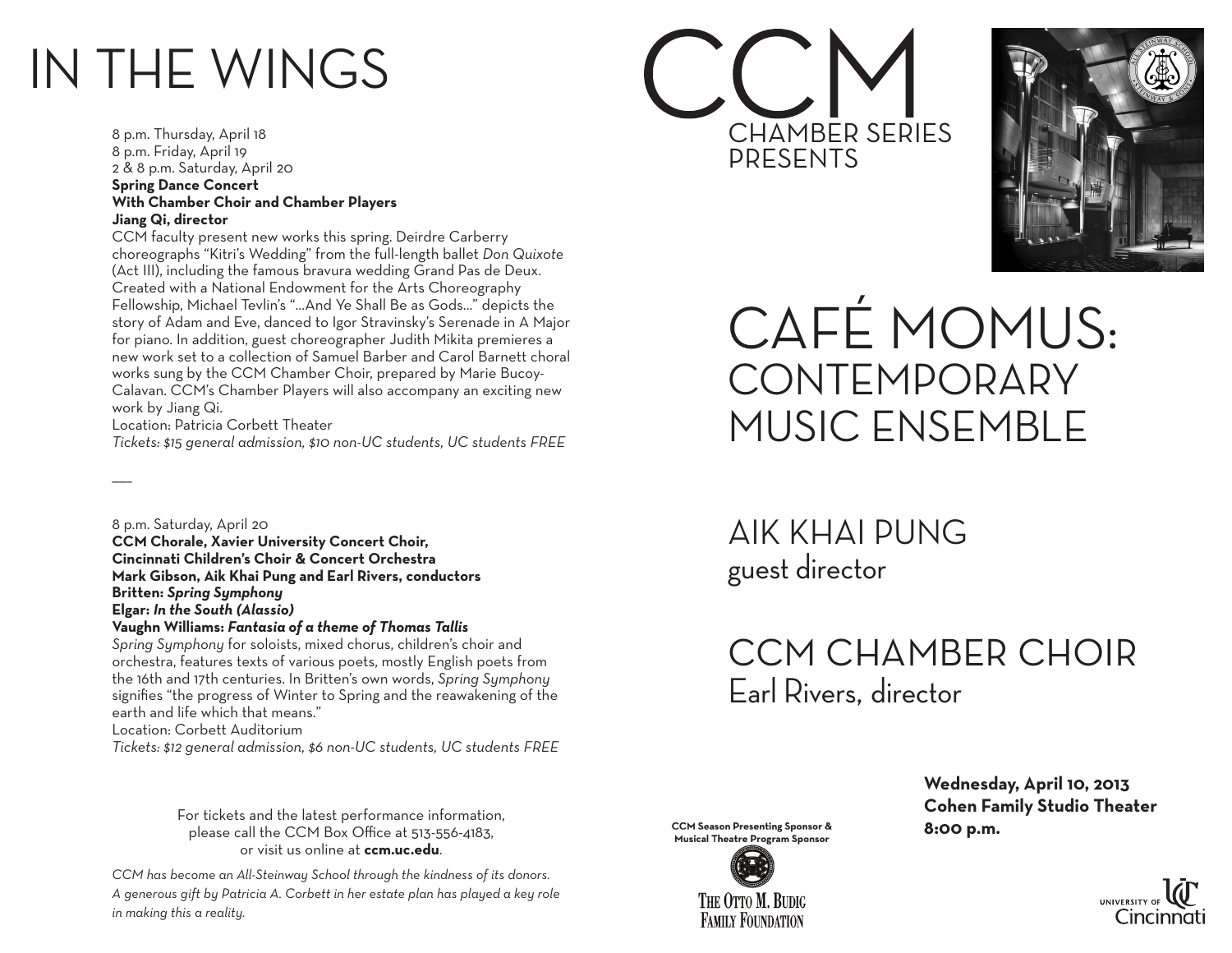# IN THE WINGS

8 p.m. Thursday, April 18
8 p.m. Friday, April 19
2 & 8 p.m. Saturday, April 20
**Spring Dance Concert**
**With Chamber Choir and Chamber Players**
**Jiang Qi, director**
CCM faculty present new works this spring. Deirdre Carberry choreographs "Kitri's Wedding" from the full-length ballet *Don Quixote* (Act III), including the famous bravura wedding Grand Pas de Deux. Created with a National Endowment for the Arts Choreography Fellowship, Michael Tevlin's "…And Ye Shall Be as Gods…" depicts the story of Adam and Eve, danced to Igor Stravinsky's Serenade in A Major for piano. In addition, guest choreographer Judith Mikita premieres a new work set to a collection of Samuel Barber and Carol Barnett choral works sung by the CCM Chamber Choir, prepared by Marie Bucoy-Calavan. CCM's Chamber Players will also accompany an exciting new work by Jiang Qi.
Location: Patricia Corbett Theater
*Tickets: $15 general admission, $10 non-UC students, UC students FREE*

---

8 p.m. Saturday, April 20
**CCM Chorale, Xavier University Concert Choir,**
**Cincinnati Children's Choir & Concert Orchestra**
**Mark Gibson, Aik Khai Pung and Earl Rivers, conductors**
**Britten: *Spring Symphony***
**Elgar: *In the South (Alassio)***
**Vaughn Williams: *Fantasia of a theme of Thomas Tallis***
*Spring Symphony* for soloists, mixed chorus, children's choir and orchestra, features texts of various poets, mostly English poets from the 16th and 17th centuries. In Britten's own words, *Spring Symphony* signifies "the progress of Winter to Spring and the reawakening of the earth and life which that means."
Location: Corbett Auditorium
*Tickets: $12 general admission, $6 non-UC students, UC students FREE*

For tickets and the latest performance information, please call the CCM Box Office at 513-556-4183, or visit us online at **ccm.uc.edu**.

*CCM has become an All-Steinway School through the kindness of its donors. A generous gift by Patricia A. Corbett in her estate plan has played a key role in making this a reality.*

# CCM
## CHAMBER SERIES PRESENTS

# CAFÉ MOMUS: CONTEMPORARY MUSIC ENSEMBLE

## AIK KHAI PUNG
guest director

## CCM CHAMBER CHOIR
Earl Rivers, director

**Wednesday, April 10, 2013**
**Cohen Family Studio Theater**
**8:00 p.m.**

**CCM Season Presenting Sponsor & Musical Theatre Program Sponsor**
THE OTTO M. BUDIG FAMILY FOUNDATION

UNIVERSITY OF Cincinnati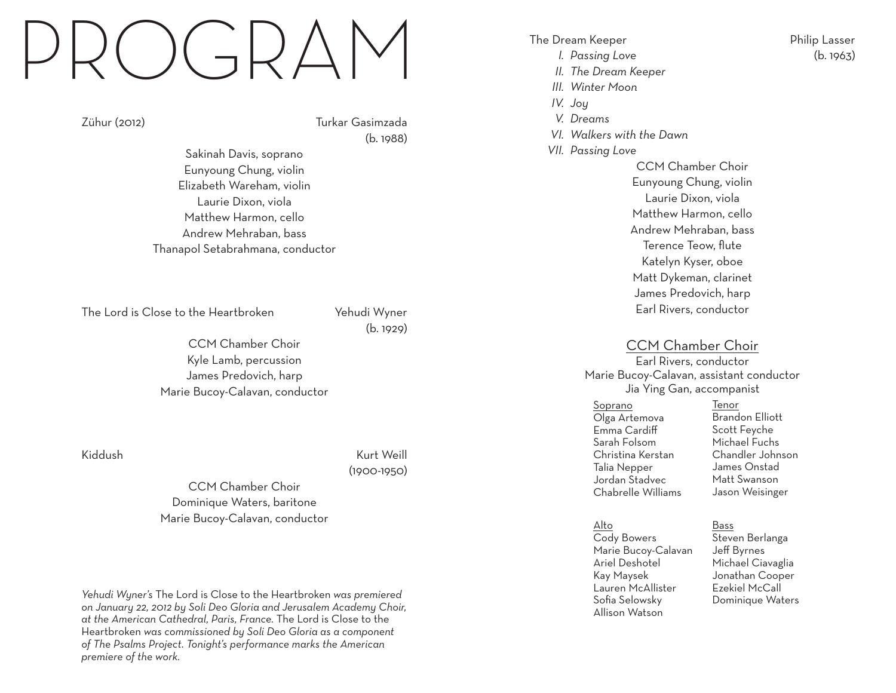# PROGRAM

Zühur (2012) — Turkar Gasimzada (b. 1988)

Sakinah Davis, soprano
Eunyoung Chung, violin
Elizabeth Wareham, violin
Laurie Dixon, viola
Matthew Harmon, cello
Andrew Mehraban, bass
Thanapol Setabrahmana, conductor

The Lord is Close to the Heartbroken — Yehudi Wyner (b. 1929)

CCM Chamber Choir
Kyle Lamb, percussion
James Predovich, harp
Marie Bucoy-Calavan, conductor

Kiddush — Kurt Weill (1900-1950)

CCM Chamber Choir
Dominique Waters, baritone
Marie Bucoy-Calavan, conductor

*Yehudi Wyner's* The Lord is Close to the Heartbroken *was premiered on January 22, 2012 by Soli Deo Gloria and Jerusalem Academy Choir, at the American Cathedral, Paris, France.* The Lord is Close to the Heartbroken *was commissioned by Soli Deo Gloria as a component of The Psalms Project. Tonight's performance marks the American premiere of the work.*

The Dream Keeper — Philip Lasser (b. 1963)

I. *Passing Love*
II. *The Dream Keeper*
III. *Winter Moon*
IV. *Joy*
V. *Dreams*
VI. *Walkers with the Dawn*
VII. *Passing Love*

CCM Chamber Choir
Eunyoung Chung, violin
Laurie Dixon, viola
Matthew Harmon, cello
Andrew Mehraban, bass
Terence Teow, flute
Katelyn Kyser, oboe
Matt Dykeman, clarinet
James Predovich, harp
Earl Rivers, conductor

## CCM Chamber Choir

Earl Rivers, conductor
Marie Bucoy-Calavan, assistant conductor
Jia Ying Gan, accompanist

**Soprano**
Olga Artemova
Emma Cardiff
Sarah Folsom
Christina Kerstan
Talia Nepper
Jordan Stadvec
Chabrelle Williams

**Tenor**
Brandon Elliott
Scott Feyche
Michael Fuchs
Chandler Johnson
James Onstad
Matt Swanson
Jason Weisinger

**Alto**
Cody Bowers
Marie Bucoy-Calavan
Ariel Deshotel
Kay Maysek
Lauren McAllister
Sofia Selowsky
Allison Watson

**Bass**
Steven Berlanga
Jeff Byrnes
Michael Ciavaglia
Jonathan Cooper
Ezekiel McCall
Dominique Waters